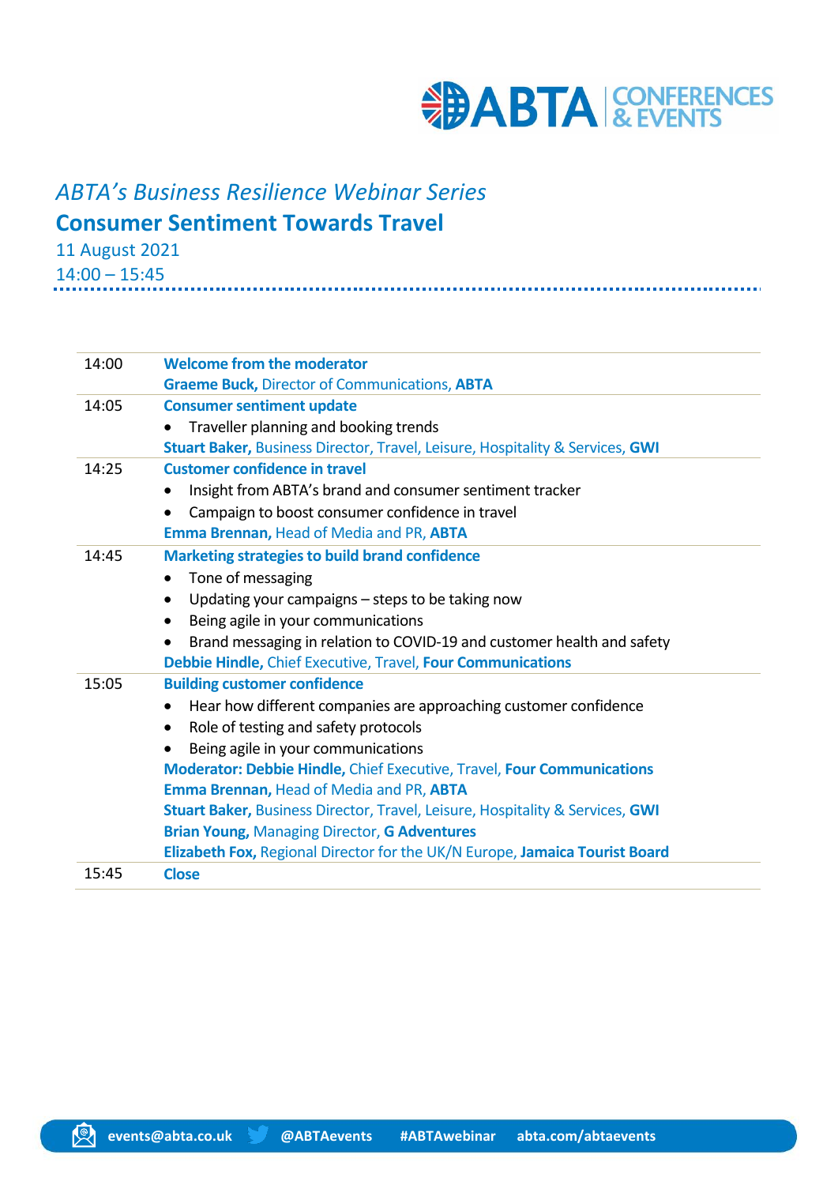*ABTA's Business Resilience Webinar Series*

# Consumer Sentiment Towards Travel

11 August 2021

14:00 – 15:45

| | |
|---|---|
| 14:00 | **Welcome from the moderator**<br>**Graeme Buck,** Director of Communications, **ABTA** |
| 14:05 | **Consumer sentiment update**<br>• Traveller planning and booking trends<br>**Stuart Baker,** Business Director, Travel, Leisure, Hospitality & Services, **GWI** |
| 14:25 | **Customer confidence in travel**<br>• Insight from ABTA's brand and consumer sentiment tracker<br>• Campaign to boost consumer confidence in travel<br>**Emma Brennan,** Head of Media and PR, **ABTA** |
| 14:45 | **Marketing strategies to build brand confidence**<br>• Tone of messaging<br>• Updating your campaigns – steps to be taking now<br>• Being agile in your communications<br>• Brand messaging in relation to COVID-19 and customer health and safety<br>**Debbie Hindle,** Chief Executive, Travel, **Four Communications** |
| 15:05 | **Building customer confidence**<br>• Hear how different companies are approaching customer confidence<br>• Role of testing and safety protocols<br>• Being agile in your communications<br>**Moderator: Debbie Hindle,** Chief Executive, Travel, **Four Communications**<br>**Emma Brennan,** Head of Media and PR, **ABTA**<br>**Stuart Baker,** Business Director, Travel, Leisure, Hospitality & Services, **GWI**<br>**Brian Young,** Managing Director, **G Adventures**<br>**Elizabeth Fox,** Regional Director for the UK/N Europe, **Jamaica Tourist Board** |
| 15:45 | **Close** |

events@abta.co.uk @ABTAevents #ABTAwebinar abta.com/abtaevents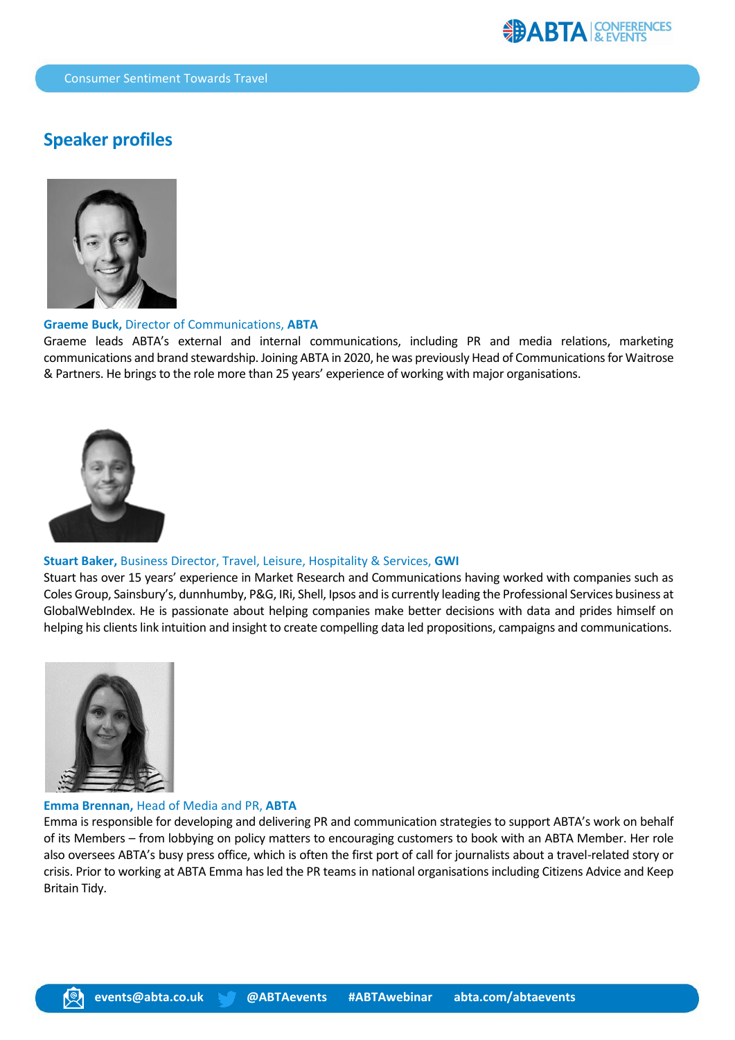## Speaker profiles

**Graeme Buck,** Director of Communications, **ABTA**

Graeme leads ABTA's external and internal communications, including PR and media relations, marketing communications and brand stewardship. Joining ABTA in 2020, he was previously Head of Communications for Waitrose & Partners. He brings to the role more than 25 years' experience of working with major organisations.

**Stuart Baker,** Business Director, Travel, Leisure, Hospitality & Services, **GWI**

Stuart has over 15 years' experience in Market Research and Communications having worked with companies such as Coles Group, Sainsbury's, dunnhumby, P&G, IRi, Shell, Ipsos and is currently leading the Professional Services business at GlobalWebIndex. He is passionate about helping companies make better decisions with data and prides himself on helping his clients link intuition and insight to create compelling data led propositions, campaigns and communications.

**Emma Brennan,** Head of Media and PR, **ABTA**

Emma is responsible for developing and delivering PR and communication strategies to support ABTA's work on behalf of its Members – from lobbying on policy matters to encouraging customers to book with an ABTA Member. Her role also oversees ABTA's busy press office, which is often the first port of call for journalists about a travel-related story or crisis. Prior to working at ABTA Emma has led the PR teams in national organisations including Citizens Advice and Keep Britain Tidy.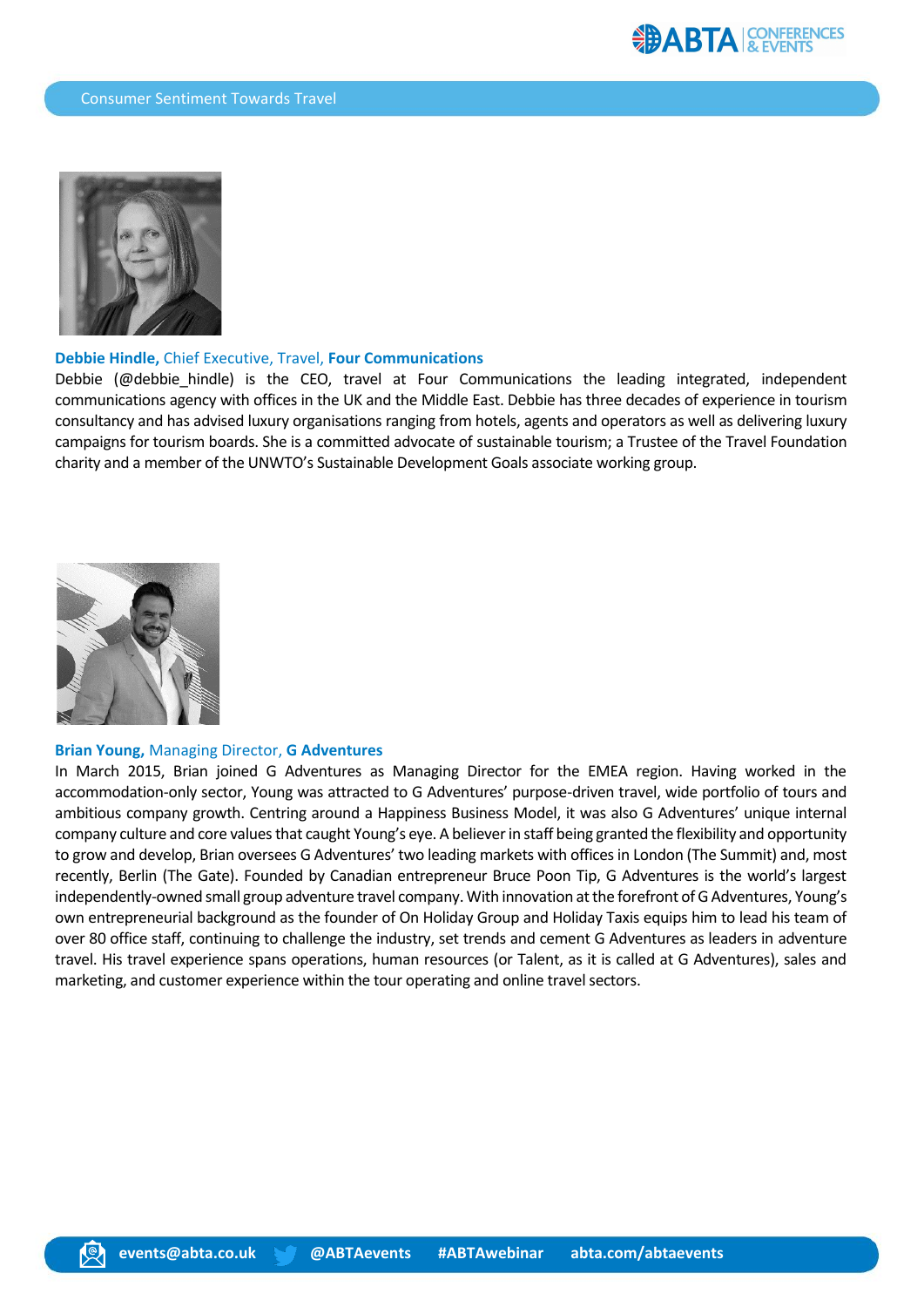**Debbie Hindle,** Chief Executive, Travel, **Four Communications**

Debbie (@debbie_hindle) is the CEO, travel at Four Communications the leading integrated, independent communications agency with offices in the UK and the Middle East. Debbie has three decades of experience in tourism consultancy and has advised luxury organisations ranging from hotels, agents and operators as well as delivering luxury campaigns for tourism boards. She is a committed advocate of sustainable tourism; a Trustee of the Travel Foundation charity and a member of the UNWTO's Sustainable Development Goals associate working group.

**Brian Young,** Managing Director, **G Adventures**

In March 2015, Brian joined G Adventures as Managing Director for the EMEA region. Having worked in the accommodation-only sector, Young was attracted to G Adventures' purpose-driven travel, wide portfolio of tours and ambitious company growth. Centring around a Happiness Business Model, it was also G Adventures' unique internal company culture and core values that caught Young's eye. A believer in staff being granted the flexibility and opportunity to grow and develop, Brian oversees G Adventures' two leading markets with offices in London (The Summit) and, most recently, Berlin (The Gate). Founded by Canadian entrepreneur Bruce Poon Tip, G Adventures is the world's largest independently-owned small group adventure travel company. With innovation at the forefront of G Adventures, Young's own entrepreneurial background as the founder of On Holiday Group and Holiday Taxis equips him to lead his team of over 80 office staff, continuing to challenge the industry, set trends and cement G Adventures as leaders in adventure travel. His travel experience spans operations, human resources (or Talent, as it is called at G Adventures), sales and marketing, and customer experience within the tour operating and online travel sectors.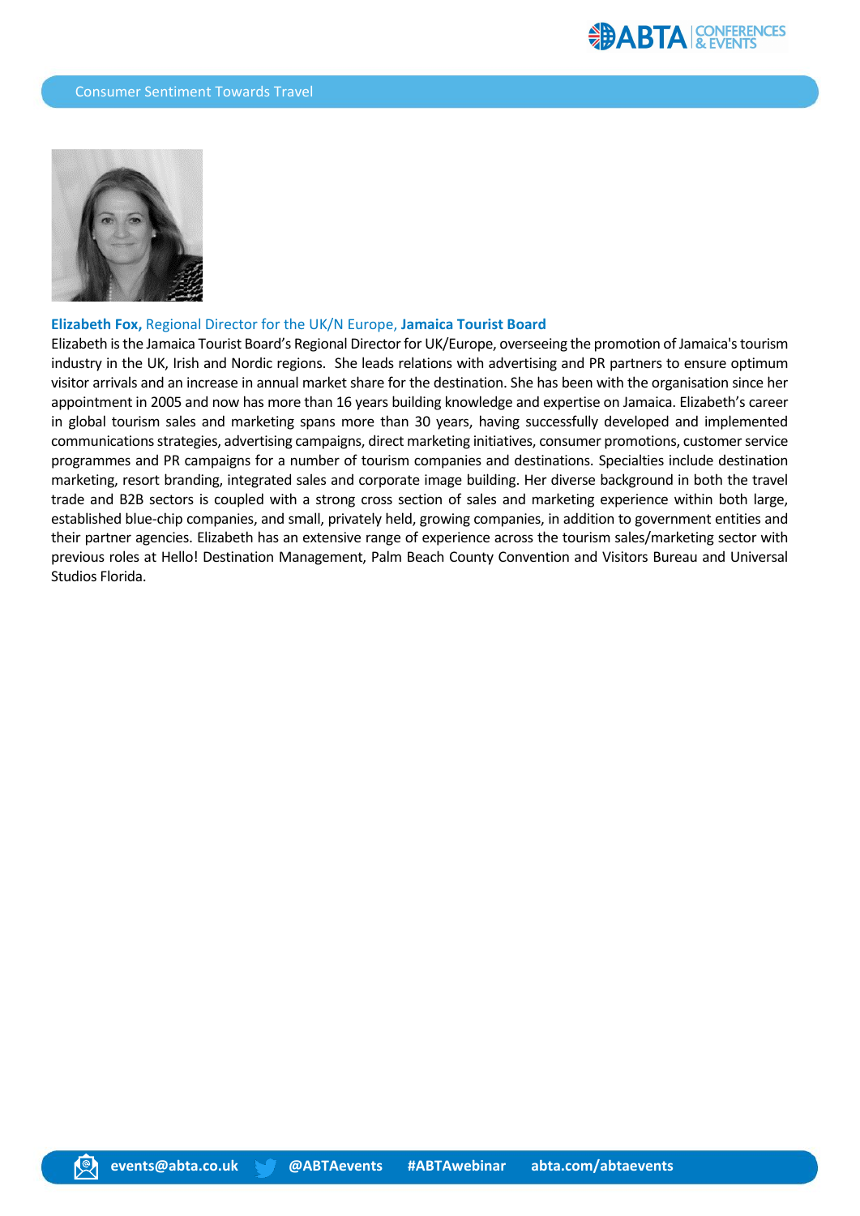**Elizabeth Fox,** Regional Director for the UK/N Europe, **Jamaica Tourist Board**

Elizabeth is the Jamaica Tourist Board's Regional Director for UK/Europe, overseeing the promotion of Jamaica's tourism industry in the UK, Irish and Nordic regions. She leads relations with advertising and PR partners to ensure optimum visitor arrivals and an increase in annual market share for the destination. She has been with the organisation since her appointment in 2005 and now has more than 16 years building knowledge and expertise on Jamaica. Elizabeth's career in global tourism sales and marketing spans more than 30 years, having successfully developed and implemented communications strategies, advertising campaigns, direct marketing initiatives, consumer promotions, customer service programmes and PR campaigns for a number of tourism companies and destinations. Specialties include destination marketing, resort branding, integrated sales and corporate image building. Her diverse background in both the travel trade and B2B sectors is coupled with a strong cross section of sales and marketing experience within both large, established blue-chip companies, and small, privately held, growing companies, in addition to government entities and their partner agencies. Elizabeth has an extensive range of experience across the tourism sales/marketing sector with previous roles at Hello! Destination Management, Palm Beach County Convention and Visitors Bureau and Universal Studios Florida.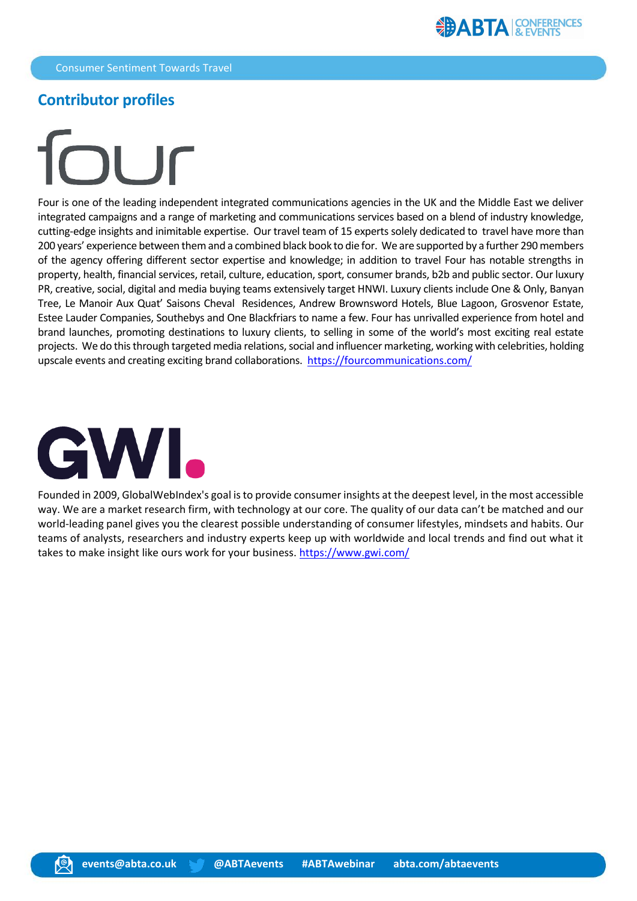## Contributor profiles

four

Four is one of the leading independent integrated communications agencies in the UK and the Middle East we deliver integrated campaigns and a range of marketing and communications services based on a blend of industry knowledge, cutting-edge insights and inimitable expertise. Our travel team of 15 experts solely dedicated to travel have more than 200 years' experience between them and a combined black book to die for. We are supported by a further 290 members of the agency offering different sector expertise and knowledge; in addition to travel Four has notable strengths in property, health, financial services, retail, culture, education, sport, consumer brands, b2b and public sector. Our luxury PR, creative, social, digital and media buying teams extensively target HNWI. Luxury clients include One & Only, Banyan Tree, Le Manoir Aux Quat' Saisons Cheval Residences, Andrew Brownsword Hotels, Blue Lagoon, Grosvenor Estate, Estee Lauder Companies, Southebys and One Blackfriars to name a few. Four has unrivalled experience from hotel and brand launches, promoting destinations to luxury clients, to selling in some of the world's most exciting real estate projects. We do this through targeted media relations, social and influencer marketing, working with celebrities, holding upscale events and creating exciting brand collaborations. https://fourcommunications.com/

GWI.

Founded in 2009, GlobalWebIndex's goal is to provide consumer insights at the deepest level, in the most accessible way. We are a market research firm, with technology at our core. The quality of our data can't be matched and our world-leading panel gives you the clearest possible understanding of consumer lifestyles, mindsets and habits. Our teams of analysts, researchers and industry experts keep up with worldwide and local trends and find out what it takes to make insight like ours work for your business. https://www.gwi.com/